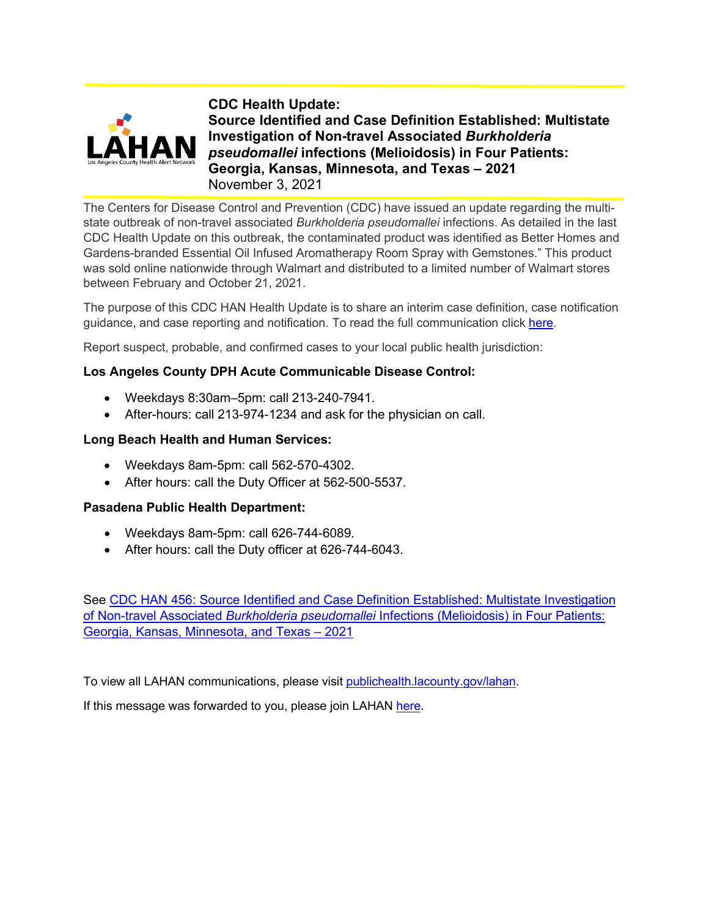# CDC Health Update:
## Source Identified and Case Definition Established: Multistate Investigation of Non-travel Associated *Burkholderia pseudomallei* infections (Melioidosis) in Four Patients: Georgia, Kansas, Minnesota, and Texas – 2021

November 3, 2021

The Centers for Disease Control and Prevention (CDC) have issued an update regarding the multi-state outbreak of non-travel associated *Burkholderia pseudomallei* infections. As detailed in the last CDC Health Update on this outbreak, the contaminated product was identified as Better Homes and Gardens-branded Essential Oil Infused Aromatherapy Room Spray with Gemstones." This product was sold online nationwide through Walmart and distributed to a limited number of Walmart stores between February and October 21, 2021.

The purpose of this CDC HAN Health Update is to share an interim case definition, case notification guidance, and case reporting and notification. To read the full communication click here.

Report suspect, probable, and confirmed cases to your local public health jurisdiction:

**Los Angeles County DPH Acute Communicable Disease Control:**

- Weekdays 8:30am–5pm: call 213-240-7941.
- After-hours: call 213-974-1234 and ask for the physician on call.

**Long Beach Health and Human Services:**

- Weekdays 8am-5pm: call 562-570-4302.
- After hours: call the Duty Officer at 562-500-5537.

**Pasadena Public Health Department:**

- Weekdays 8am-5pm: call 626-744-6089.
- After hours: call the Duty officer at 626-744-6043.

See CDC HAN 456: Source Identified and Case Definition Established: Multistate Investigation of Non-travel Associated *Burkholderia pseudomallei* Infections (Melioidosis) in Four Patients: Georgia, Kansas, Minnesota, and Texas – 2021

To view all LAHAN communications, please visit publichealth.lacounty.gov/lahan.

If this message was forwarded to you, please join LAHAN here.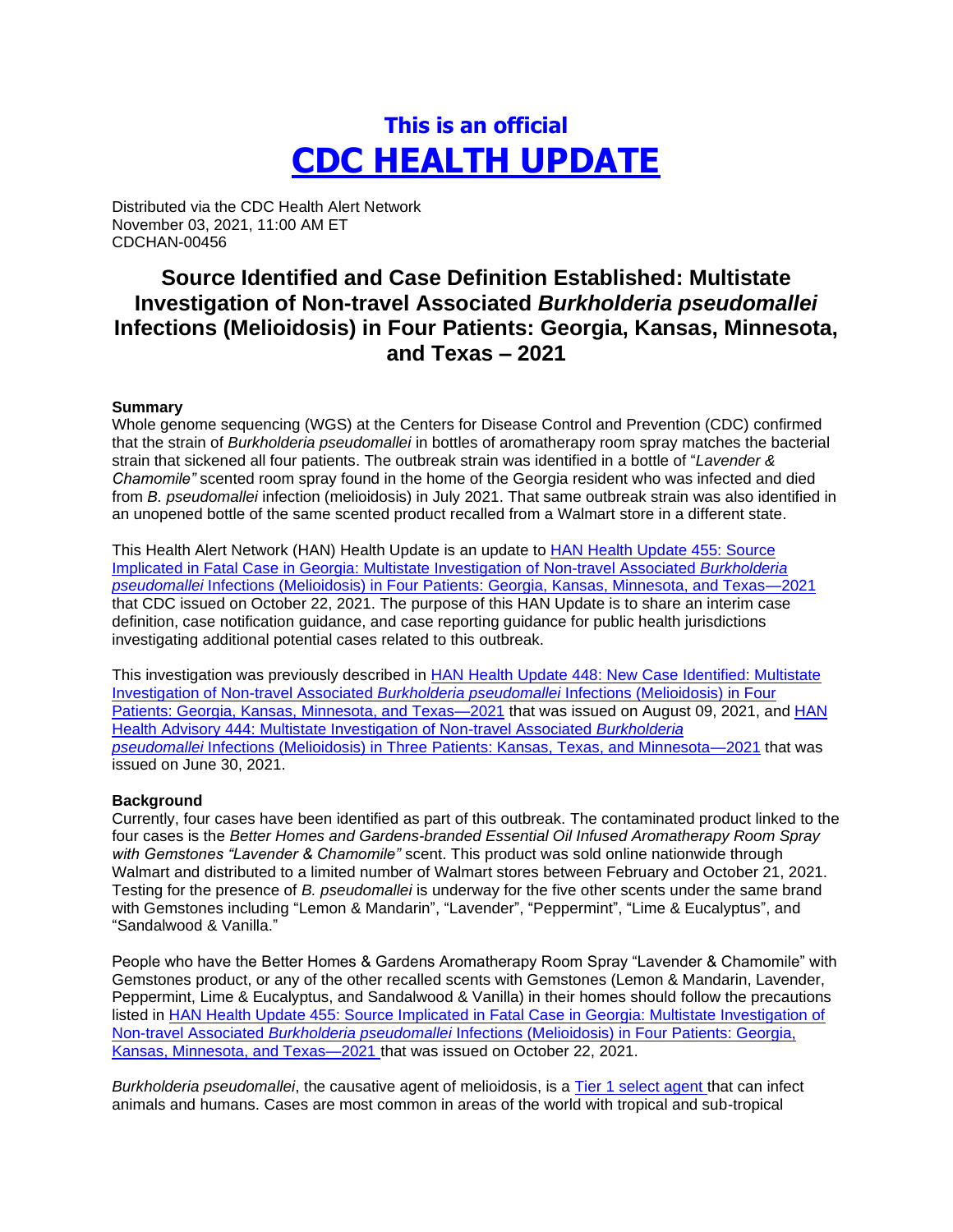# This is an official
# CDC HEALTH UPDATE

Distributed via the CDC Health Alert Network
November 03, 2021, 11:00 AM ET
CDCHAN-00456

## Source Identified and Case Definition Established: Multistate Investigation of Non-travel Associated *Burkholderia pseudomallei* Infections (Melioidosis) in Four Patients: Georgia, Kansas, Minnesota, and Texas – 2021

**Summary**

Whole genome sequencing (WGS) at the Centers for Disease Control and Prevention (CDC) confirmed that the strain of *Burkholderia pseudomallei* in bottles of aromatherapy room spray matches the bacterial strain that sickened all four patients. The outbreak strain was identified in a bottle of "*Lavender & Chamomile"* scented room spray found in the home of the Georgia resident who was infected and died from *B. pseudomallei* infection (melioidosis) in July 2021. That same outbreak strain was also identified in an unopened bottle of the same scented product recalled from a Walmart store in a different state.

This Health Alert Network (HAN) Health Update is an update to HAN Health Update 455: Source Implicated in Fatal Case in Georgia: Multistate Investigation of Non-travel Associated *Burkholderia pseudomallei* Infections (Melioidosis) in Four Patients: Georgia, Kansas, Minnesota, and Texas—2021 that CDC issued on October 22, 2021. The purpose of this HAN Update is to share an interim case definition, case notification guidance, and case reporting guidance for public health jurisdictions investigating additional potential cases related to this outbreak.

This investigation was previously described in HAN Health Update 448: New Case Identified: Multistate Investigation of Non-travel Associated *Burkholderia pseudomallei* Infections (Melioidosis) in Four Patients: Georgia, Kansas, Minnesota, and Texas—2021 that was issued on August 09, 2021, and HAN Health Advisory 444: Multistate Investigation of Non-travel Associated *Burkholderia pseudomallei* Infections (Melioidosis) in Three Patients: Kansas, Texas, and Minnesota—2021 that was issued on June 30, 2021.

**Background**

Currently, four cases have been identified as part of this outbreak. The contaminated product linked to the four cases is the *Better Homes and Gardens-branded Essential Oil Infused Aromatherapy Room Spray with Gemstones "Lavender & Chamomile"* scent. This product was sold online nationwide through Walmart and distributed to a limited number of Walmart stores between February and October 21, 2021. Testing for the presence of *B. pseudomallei* is underway for the five other scents under the same brand with Gemstones including "Lemon & Mandarin", "Lavender", "Peppermint", "Lime & Eucalyptus", and "Sandalwood & Vanilla."

People who have the Better Homes & Gardens Aromatherapy Room Spray "Lavender & Chamomile" with Gemstones product, or any of the other recalled scents with Gemstones (Lemon & Mandarin, Lavender, Peppermint, Lime & Eucalyptus, and Sandalwood & Vanilla) in their homes should follow the precautions listed in HAN Health Update 455: Source Implicated in Fatal Case in Georgia: Multistate Investigation of Non-travel Associated *Burkholderia pseudomallei* Infections (Melioidosis) in Four Patients: Georgia, Kansas, Minnesota, and Texas—2021 that was issued on October 22, 2021.

*Burkholderia pseudomallei*, the causative agent of melioidosis, is a Tier 1 select agent that can infect animals and humans. Cases are most common in areas of the world with tropical and sub-tropical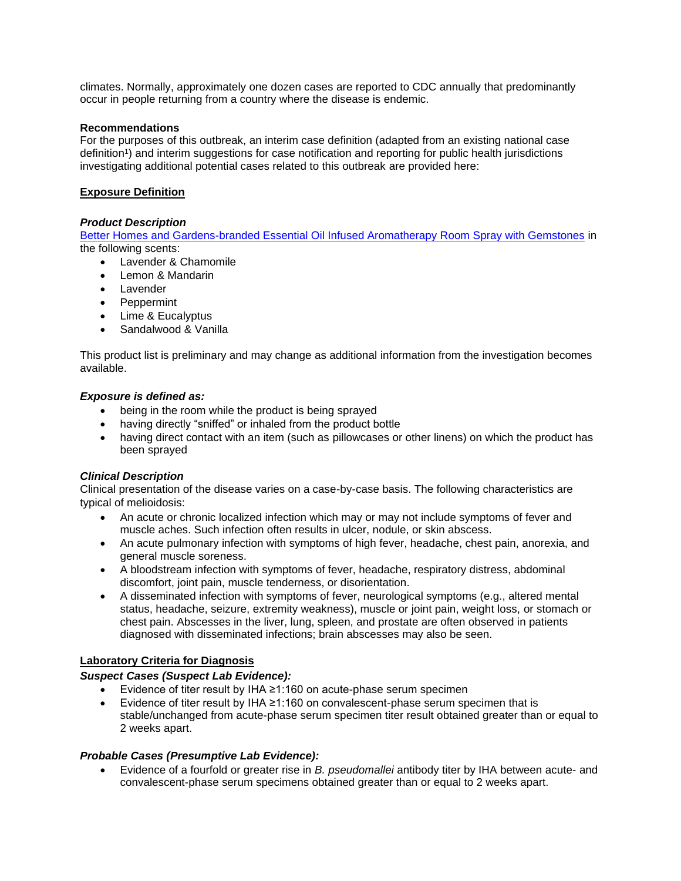climates. Normally, approximately one dozen cases are reported to CDC annually that predominantly occur in people returning from a country where the disease is endemic.

**Recommendations**

For the purposes of this outbreak, an interim case definition (adapted from an existing national case definition[1]) and interim suggestions for case notification and reporting for public health jurisdictions investigating additional potential cases related to this outbreak are provided here:

## Exposure Definition

### *Product Description*

Better Homes and Gardens-branded Essential Oil Infused Aromatherapy Room Spray with Gemstones in the following scents:

- Lavender & Chamomile
- Lemon & Mandarin
- Lavender
- Peppermint
- Lime & Eucalyptus
- Sandalwood & Vanilla

This product list is preliminary and may change as additional information from the investigation becomes available.

### *Exposure is defined as:*

- being in the room while the product is being sprayed
- having directly "sniffed" or inhaled from the product bottle
- having direct contact with an item (such as pillowcases or other linens) on which the product has been sprayed

### *Clinical Description*

Clinical presentation of the disease varies on a case-by-case basis. The following characteristics are typical of melioidosis:

- An acute or chronic localized infection which may or may not include symptoms of fever and muscle aches. Such infection often results in ulcer, nodule, or skin abscess.
- An acute pulmonary infection with symptoms of high fever, headache, chest pain, anorexia, and general muscle soreness.
- A bloodstream infection with symptoms of fever, headache, respiratory distress, abdominal discomfort, joint pain, muscle tenderness, or disorientation.
- A disseminated infection with symptoms of fever, neurological symptoms (e.g., altered mental status, headache, seizure, extremity weakness), muscle or joint pain, weight loss, or stomach or chest pain. Abscesses in the liver, lung, spleen, and prostate are often observed in patients diagnosed with disseminated infections; brain abscesses may also be seen.

## Laboratory Criteria for Diagnosis

### *Suspect Cases (Suspect Lab Evidence):*

- Evidence of titer result by IHA ≥1:160 on acute-phase serum specimen
- Evidence of titer result by IHA ≥1:160 on convalescent-phase serum specimen that is stable/unchanged from acute-phase serum specimen titer result obtained greater than or equal to 2 weeks apart.

### *Probable Cases (Presumptive Lab Evidence):*

- Evidence of a fourfold or greater rise in *B. pseudomallei* antibody titer by IHA between acute- and convalescent-phase serum specimens obtained greater than or equal to 2 weeks apart.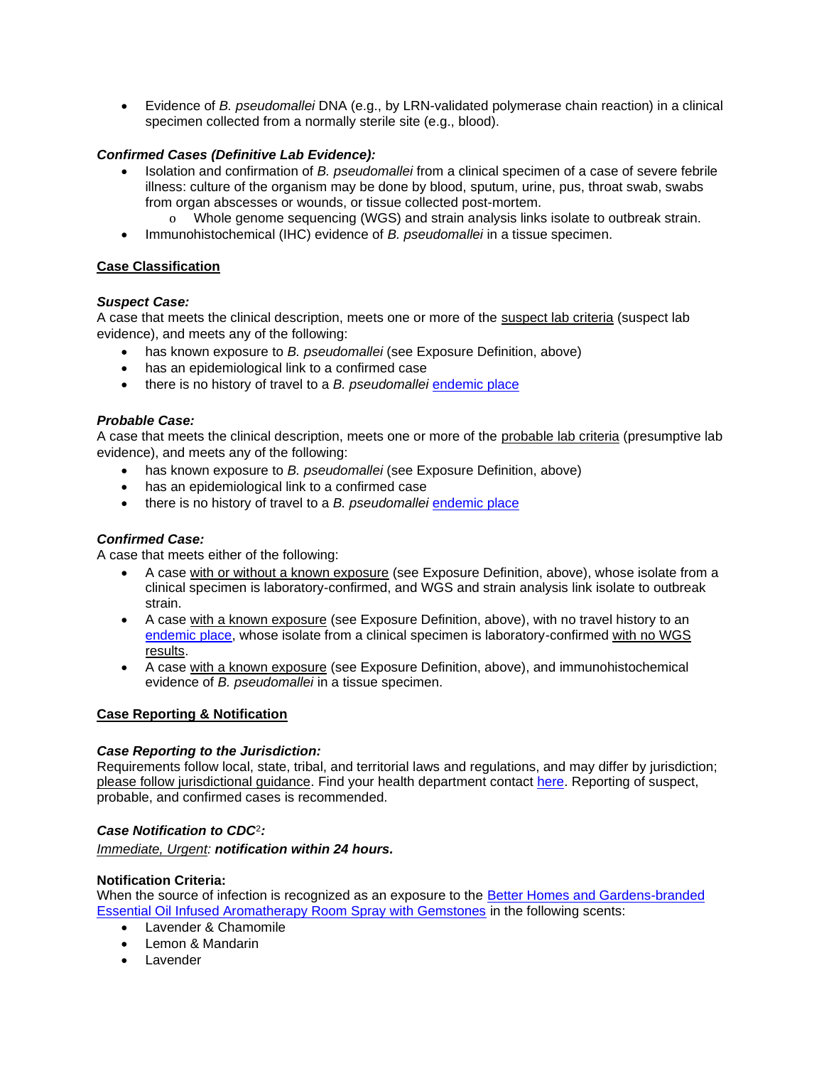- Evidence of *B. pseudomallei* DNA (e.g., by LRN-validated polymerase chain reaction) in a clinical specimen collected from a normally sterile site (e.g., blood).

***Confirmed Cases (Definitive Lab Evidence):***

- Isolation and confirmation of *B. pseudomallei* from a clinical specimen of a case of severe febrile illness: culture of the organism may be done by blood, sputum, urine, pus, throat swab, swabs from organ abscesses or wounds, or tissue collected post-mortem.
  - Whole genome sequencing (WGS) and strain analysis links isolate to outbreak strain.
- Immunohistochemical (IHC) evidence of *B. pseudomallei* in a tissue specimen.

## Case Classification

***Suspect Case:***

A case that meets the clinical description, meets one or more of the suspect lab criteria (suspect lab evidence), and meets any of the following:

- has known exposure to *B. pseudomallei* (see Exposure Definition, above)
- has an epidemiological link to a confirmed case
- there is no history of travel to a *B. pseudomallei* endemic place

***Probable Case:***

A case that meets the clinical description, meets one or more of the probable lab criteria (presumptive lab evidence), and meets any of the following:

- has known exposure to *B. pseudomallei* (see Exposure Definition, above)
- has an epidemiological link to a confirmed case
- there is no history of travel to a *B. pseudomallei* endemic place

***Confirmed Case:***

A case that meets either of the following:

- A case with or without a known exposure (see Exposure Definition, above), whose isolate from a clinical specimen is laboratory-confirmed, and WGS and strain analysis link isolate to outbreak strain.
- A case with a known exposure (see Exposure Definition, above), with no travel history to an endemic place, whose isolate from a clinical specimen is laboratory-confirmed with no WGS results.
- A case with a known exposure (see Exposure Definition, above), and immunohistochemical evidence of *B. pseudomallei* in a tissue specimen.

## Case Reporting & Notification

***Case Reporting to the Jurisdiction:***

Requirements follow local, state, tribal, and territorial laws and regulations, and may differ by jurisdiction; please follow jurisdictional guidance. Find your health department contact here. Reporting of suspect, probable, and confirmed cases is recommended.

***Case Notification to CDC[2]:***

*Immediate, Urgent:* ***notification within 24 hours.***

**Notification Criteria:**

When the source of infection is recognized as an exposure to the Better Homes and Gardens-branded Essential Oil Infused Aromatherapy Room Spray with Gemstones in the following scents:

- Lavender & Chamomile
- Lemon & Mandarin
- Lavender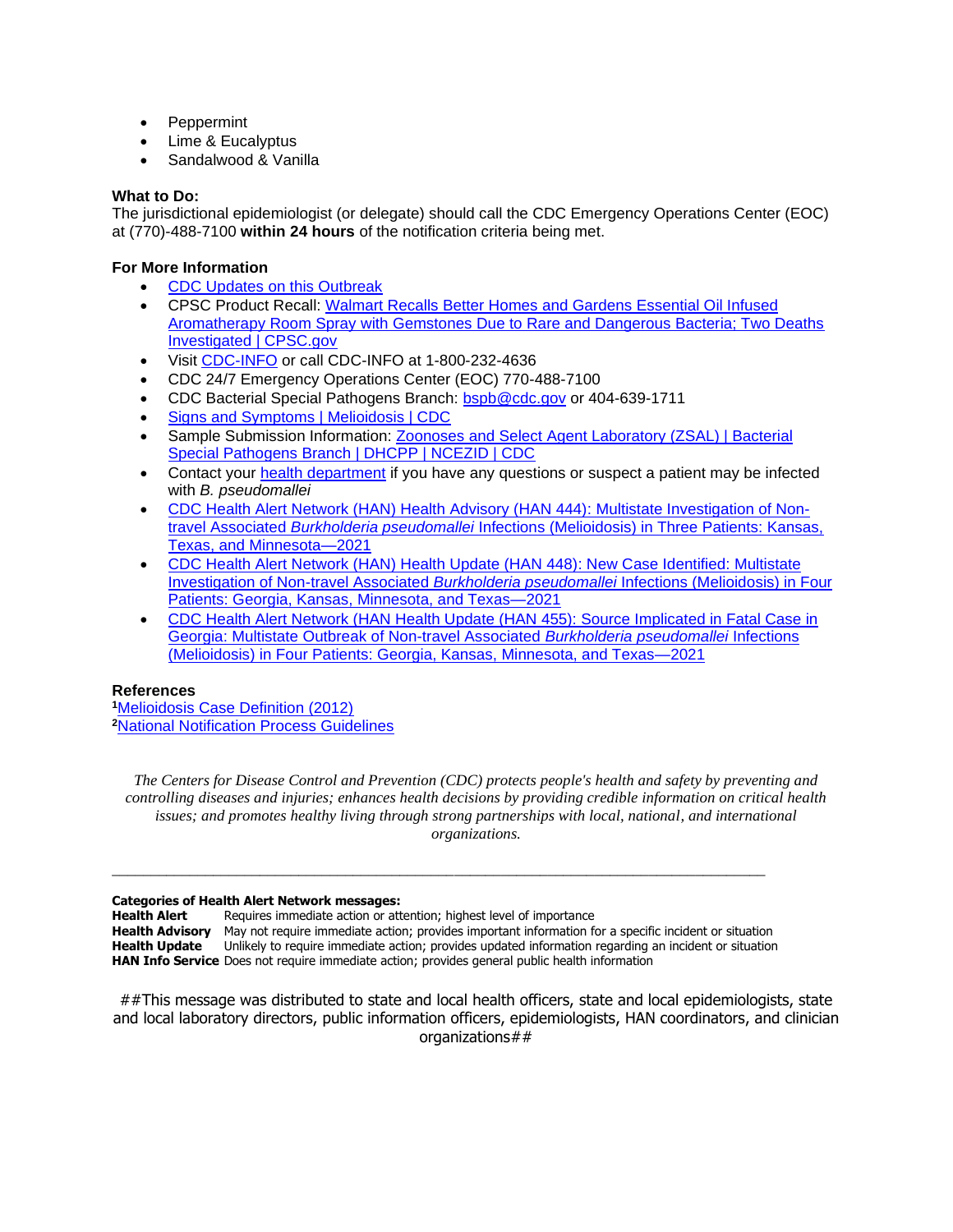- Peppermint
- Lime & Eucalyptus
- Sandalwood & Vanilla

**What to Do:**

The jurisdictional epidemiologist (or delegate) should call the CDC Emergency Operations Center (EOC) at (770)-488-7100 **within 24 hours** of the notification criteria being met.

**For More Information**

- CDC Updates on this Outbreak
- CPSC Product Recall: Walmart Recalls Better Homes and Gardens Essential Oil Infused Aromatherapy Room Spray with Gemstones Due to Rare and Dangerous Bacteria; Two Deaths Investigated | CPSC.gov
- Visit CDC-INFO or call CDC-INFO at 1-800-232-4636
- CDC 24/7 Emergency Operations Center (EOC) 770-488-7100
- CDC Bacterial Special Pathogens Branch: bspb@cdc.gov or 404-639-1711
- Signs and Symptoms | Melioidosis | CDC
- Sample Submission Information: Zoonoses and Select Agent Laboratory (ZSAL) | Bacterial Special Pathogens Branch | DHCPP | NCEZID | CDC
- Contact your health department if you have any questions or suspect a patient may be infected with *B. pseudomallei*
- CDC Health Alert Network (HAN) Health Advisory (HAN 444): Multistate Investigation of Non-travel Associated *Burkholderia pseudomallei* Infections (Melioidosis) in Three Patients: Kansas, Texas, and Minnesota—2021
- CDC Health Alert Network (HAN) Health Update (HAN 448): New Case Identified: Multistate Investigation of Non-travel Associated *Burkholderia pseudomallei* Infections (Melioidosis) in Four Patients: Georgia, Kansas, Minnesota, and Texas—2021
- CDC Health Alert Network (HAN Health Update (HAN 455): Source Implicated in Fatal Case in Georgia: Multistate Outbreak of Non-travel Associated *Burkholderia pseudomallei* Infections (Melioidosis) in Four Patients: Georgia, Kansas, Minnesota, and Texas—2021

**References**

[1] Melioidosis Case Definition (2012)
[2] National Notification Process Guidelines

*The Centers for Disease Control and Prevention (CDC) protects people's health and safety by preventing and controlling diseases and injuries; enhances health decisions by providing credible information on critical health issues; and promotes healthy living through strong partnerships with local, national, and international organizations.*

---

**Categories of Health Alert Network messages:**

**Health Alert** Requires immediate action or attention; highest level of importance
**Health Advisory** May not require immediate action; provides important information for a specific incident or situation
**Health Update** Unlikely to require immediate action; provides updated information regarding an incident or situation
**HAN Info Service** Does not require immediate action; provides general public health information

##This message was distributed to state and local health officers, state and local epidemiologists, state and local laboratory directors, public information officers, epidemiologists, HAN coordinators, and clinician organizations##